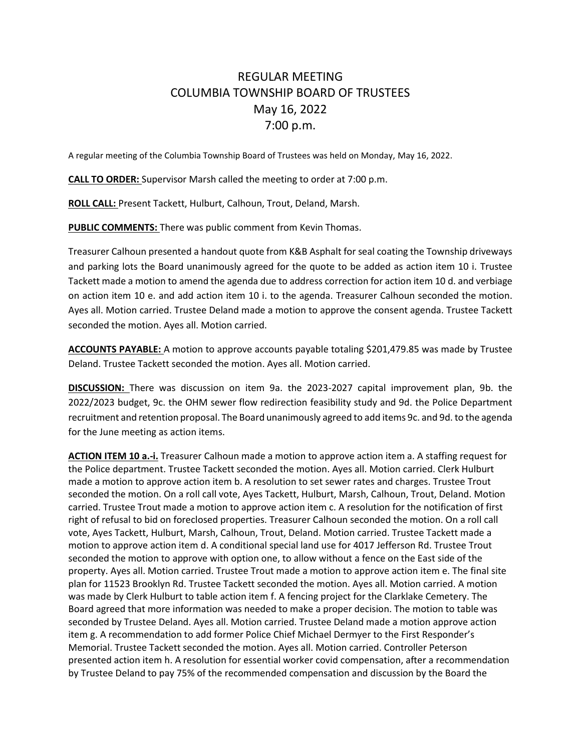# REGULAR MEETING
# COLUMBIA TOWNSHIP BOARD OF TRUSTEES
# May 16, 2022
# 7:00 p.m.

A regular meeting of the Columbia Township Board of Trustees was held on Monday, May 16, 2022.

**CALL TO ORDER:** Supervisor Marsh called the meeting to order at 7:00 p.m.

**ROLL CALL:** Present Tackett, Hulburt, Calhoun, Trout, Deland, Marsh.

**PUBLIC COMMENTS:** There was public comment from Kevin Thomas.

Treasurer Calhoun presented a handout quote from K&B Asphalt for seal coating the Township driveways and parking lots the Board unanimously agreed for the quote to be added as action item 10 i. Trustee Tackett made a motion to amend the agenda due to address correction for action item 10 d. and verbiage on action item 10 e. and add action item 10 i. to the agenda. Treasurer Calhoun seconded the motion. Ayes all. Motion carried. Trustee Deland made a motion to approve the consent agenda. Trustee Tackett seconded the motion. Ayes all. Motion carried.

**ACCOUNTS PAYABLE:** A motion to approve accounts payable totaling $201,479.85 was made by Trustee Deland. Trustee Tackett seconded the motion. Ayes all. Motion carried.

**DISCUSSION:** There was discussion on item 9a. the 2023-2027 capital improvement plan, 9b. the 2022/2023 budget, 9c. the OHM sewer flow redirection feasibility study and 9d. the Police Department recruitment and retention proposal. The Board unanimously agreed to add items 9c. and 9d. to the agenda for the June meeting as action items.

**ACTION ITEM 10 a.-i.** Treasurer Calhoun made a motion to approve action item a. A staffing request for the Police department. Trustee Tackett seconded the motion. Ayes all. Motion carried. Clerk Hulburt made a motion to approve action item b. A resolution to set sewer rates and charges. Trustee Trout seconded the motion. On a roll call vote, Ayes Tackett, Hulburt, Marsh, Calhoun, Trout, Deland. Motion carried. Trustee Trout made a motion to approve action item c. A resolution for the notification of first right of refusal to bid on foreclosed properties. Treasurer Calhoun seconded the motion. On a roll call vote, Ayes Tackett, Hulburt, Marsh, Calhoun, Trout, Deland. Motion carried. Trustee Tackett made a motion to approve action item d. A conditional special land use for 4017 Jefferson Rd. Trustee Trout seconded the motion to approve with option one, to allow without a fence on the East side of the property. Ayes all. Motion carried. Trustee Trout made a motion to approve action item e. The final site plan for 11523 Brooklyn Rd. Trustee Tackett seconded the motion. Ayes all. Motion carried. A motion was made by Clerk Hulburt to table action item f. A fencing project for the Clarklake Cemetery. The Board agreed that more information was needed to make a proper decision. The motion to table was seconded by Trustee Deland. Ayes all. Motion carried. Trustee Deland made a motion approve action item g. A recommendation to add former Police Chief Michael Dermyer to the First Responder's Memorial. Trustee Tackett seconded the motion. Ayes all. Motion carried. Controller Peterson presented action item h. A resolution for essential worker covid compensation, after a recommendation by Trustee Deland to pay 75% of the recommended compensation and discussion by the Board the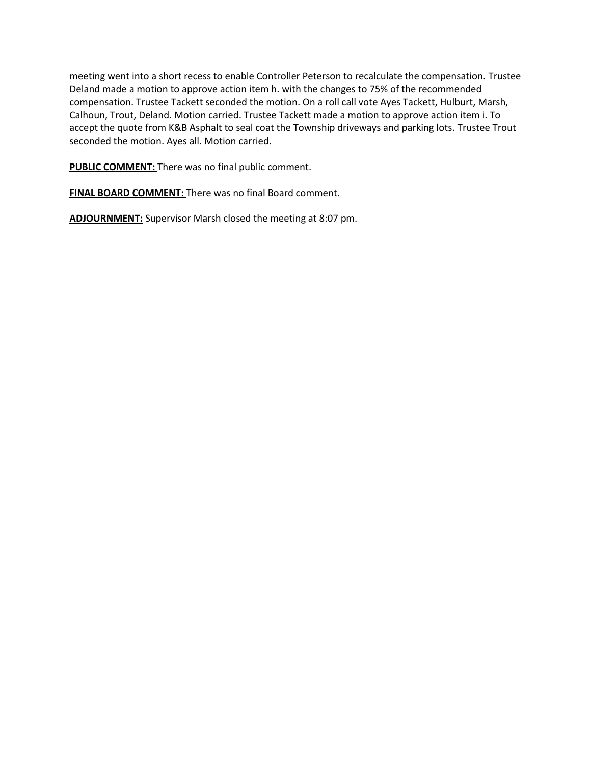meeting went into a short recess to enable Controller Peterson to recalculate the compensation. Trustee Deland made a motion to approve action item h. with the changes to 75% of the recommended compensation. Trustee Tackett seconded the motion. On a roll call vote Ayes Tackett, Hulburt, Marsh, Calhoun, Trout, Deland. Motion carried. Trustee Tackett made a motion to approve action item i. To accept the quote from K&B Asphalt to seal coat the Township driveways and parking lots. Trustee Trout seconded the motion. Ayes all. Motion carried.

**PUBLIC COMMENT:** There was no final public comment.

**FINAL BOARD COMMENT:** There was no final Board comment.

**ADJOURNMENT:** Supervisor Marsh closed the meeting at 8:07 pm.